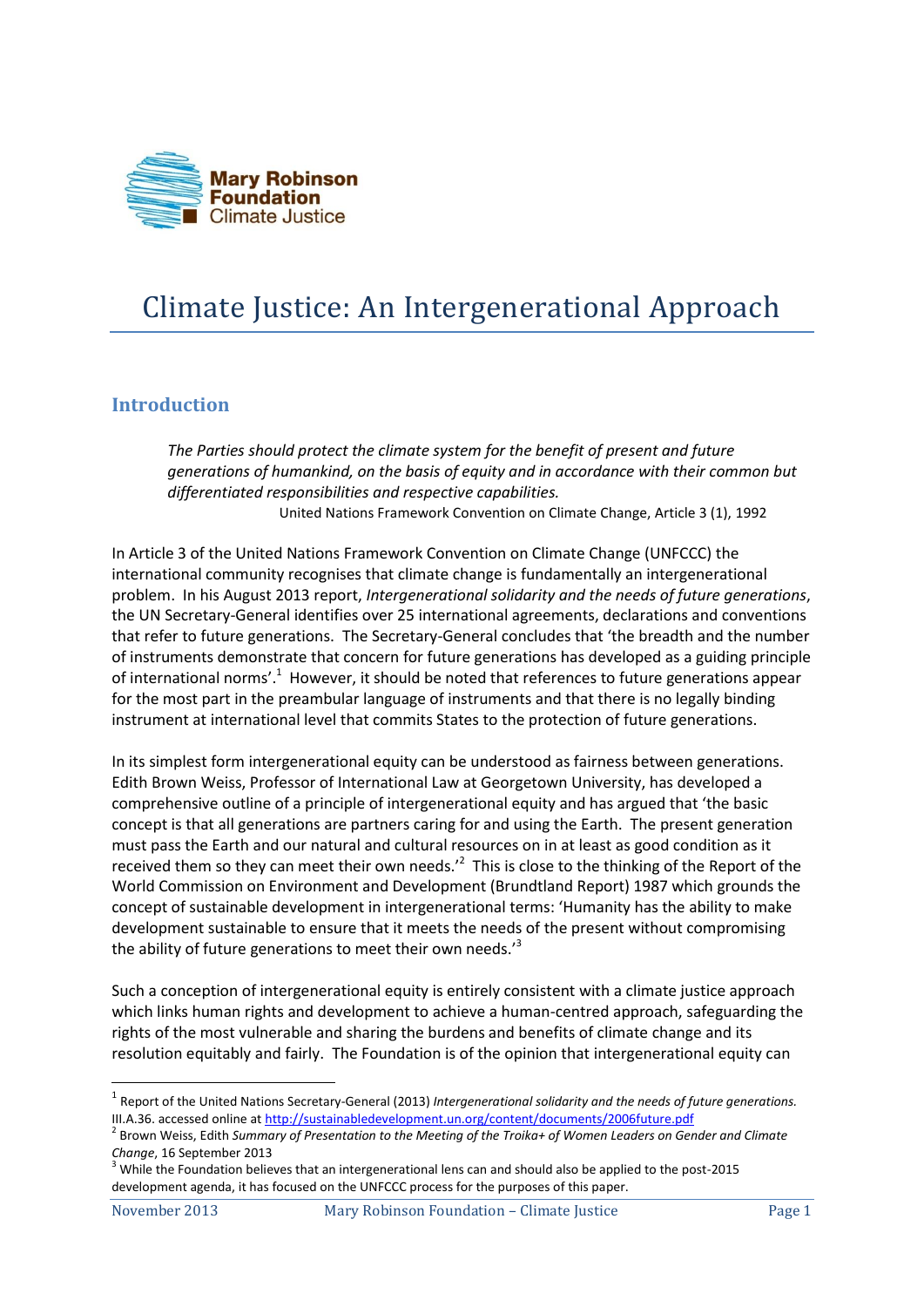Mary Robinson Foundation
Climate Justice

# Climate Justice: An Intergenerational Approach

## Introduction

> *The Parties should protect the climate system for the benefit of present and future generations of humankind, on the basis of equity and in accordance with their common but differentiated responsibilities and respective capabilities.*
>
> United Nations Framework Convention on Climate Change, Article 3 (1), 1992

In Article 3 of the United Nations Framework Convention on Climate Change (UNFCCC) the international community recognises that climate change is fundamentally an intergenerational problem. In his August 2013 report, *Intergenerational solidarity and the needs of future generations*, the UN Secretary-General identifies over 25 international agreements, declarations and conventions that refer to future generations. The Secretary-General concludes that 'the breadth and the number of instruments demonstrate that concern for future generations has developed as a guiding principle of international norms'.[1] However, it should be noted that references to future generations appear for the most part in the preambular language of instruments and that there is no legally binding instrument at international level that commits States to the protection of future generations.

In its simplest form intergenerational equity can be understood as fairness between generations. Edith Brown Weiss, Professor of International Law at Georgetown University, has developed a comprehensive outline of a principle of intergenerational equity and has argued that 'the basic concept is that all generations are partners caring for and using the Earth. The present generation must pass the Earth and our natural and cultural resources on in at least as good condition as it received them so they can meet their own needs.'[2] This is close to the thinking of the Report of the World Commission on Environment and Development (Brundtland Report) 1987 which grounds the concept of sustainable development in intergenerational terms: 'Humanity has the ability to make development sustainable to ensure that it meets the needs of the present without compromising the ability of future generations to meet their own needs.'[3]

Such a conception of intergenerational equity is entirely consistent with a climate justice approach which links human rights and development to achieve a human-centred approach, safeguarding the rights of the most vulnerable and sharing the burdens and benefits of climate change and its resolution equitably and fairly. The Foundation is of the opinion that intergenerational equity can

---

[1] Report of the United Nations Secretary-General (2013) *Intergenerational solidarity and the needs of future generations.* III.A.36. accessed online at http://sustainabledevelopment.un.org/content/documents/2006future.pdf

[2] Brown Weiss, Edith *Summary of Presentation to the Meeting of the Troika+ of Women Leaders on Gender and Climate Change*, 16 September 2013

[3] While the Foundation believes that an intergenerational lens can and should also be applied to the post-2015 development agenda, it has focused on the UNFCCC process for the purposes of this paper.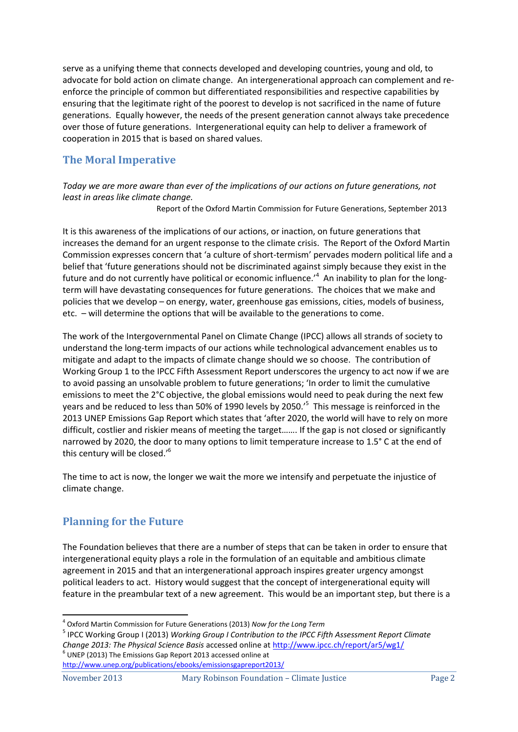serve as a unifying theme that connects developed and developing countries, young and old, to advocate for bold action on climate change. An intergenerational approach can complement and re-enforce the principle of common but differentiated responsibilities and respective capabilities by ensuring that the legitimate right of the poorest to develop is not sacrificed in the name of future generations. Equally however, the needs of the present generation cannot always take precedence over those of future generations. Intergenerational equity can help to deliver a framework of cooperation in 2015 that is based on shared values.

## The Moral Imperative

*Today we are more aware than ever of the implications of our actions on future generations, not least in areas like climate change.*

Report of the Oxford Martin Commission for Future Generations, September 2013

It is this awareness of the implications of our actions, or inaction, on future generations that increases the demand for an urgent response to the climate crisis. The Report of the Oxford Martin Commission expresses concern that 'a culture of short-termism' pervades modern political life and a belief that 'future generations should not be discriminated against simply because they exist in the future and do not currently have political or economic influence.'[4] An inability to plan for the long-term will have devastating consequences for future generations. The choices that we make and policies that we develop – on energy, water, greenhouse gas emissions, cities, models of business, etc. – will determine the options that will be available to the generations to come.

The work of the Intergovernmental Panel on Climate Change (IPCC) allows all strands of society to understand the long-term impacts of our actions while technological advancement enables us to mitigate and adapt to the impacts of climate change should we so choose. The contribution of Working Group 1 to the IPCC Fifth Assessment Report underscores the urgency to act now if we are to avoid passing an unsolvable problem to future generations; 'In order to limit the cumulative emissions to meet the 2°C objective, the global emissions would need to peak during the next few years and be reduced to less than 50% of 1990 levels by 2050.'[5] This message is reinforced in the 2013 UNEP Emissions Gap Report which states that 'after 2020, the world will have to rely on more difficult, costlier and riskier means of meeting the target……. If the gap is not closed or significantly narrowed by 2020, the door to many options to limit temperature increase to 1.5° C at the end of this century will be closed.'[6]

The time to act is now, the longer we wait the more we intensify and perpetuate the injustice of climate change.

## Planning for the Future

The Foundation believes that there are a number of steps that can be taken in order to ensure that intergenerational equity plays a role in the formulation of an equitable and ambitious climate agreement in 2015 and that an intergenerational approach inspires greater urgency amongst political leaders to act. History would suggest that the concept of intergenerational equity will feature in the preambular text of a new agreement. This would be an important step, but there is a

---

[4] Oxford Martin Commission for Future Generations (2013) *Now for the Long Term*

[5] IPCC Working Group I (2013) *Working Group I Contribution to the IPCC Fifth Assessment Report Climate Change 2013: The Physical Science Basis* accessed online at http://www.ipcc.ch/report/ar5/wg1/

[6] UNEP (2013) The Emissions Gap Report 2013 accessed online at http://www.unep.org/publications/ebooks/emissionsgapreport2013/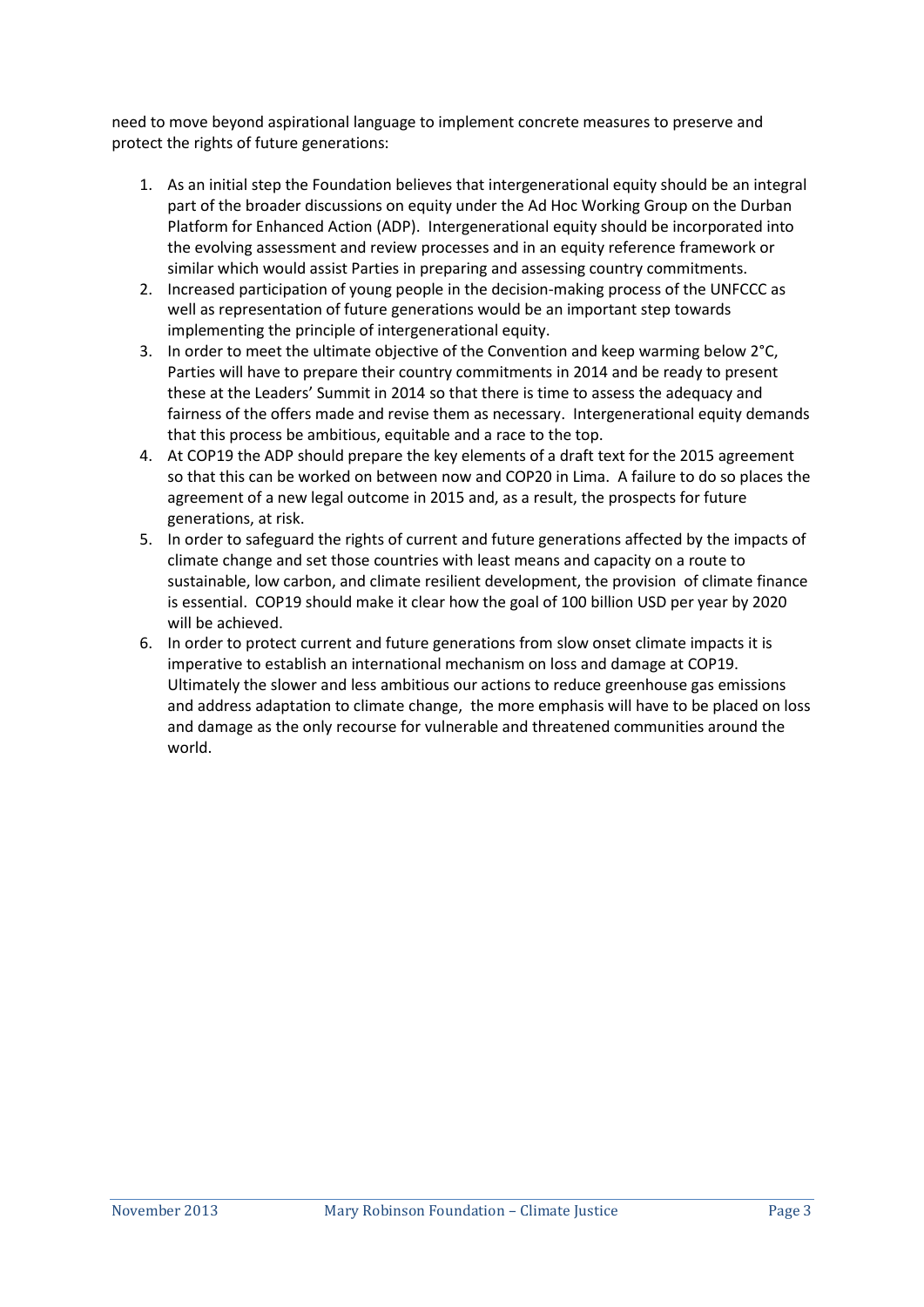need to move beyond aspirational language to implement concrete measures to preserve and protect the rights of future generations:

1. As an initial step the Foundation believes that intergenerational equity should be an integral part of the broader discussions on equity under the Ad Hoc Working Group on the Durban Platform for Enhanced Action (ADP). Intergenerational equity should be incorporated into the evolving assessment and review processes and in an equity reference framework or similar which would assist Parties in preparing and assessing country commitments.
2. Increased participation of young people in the decision-making process of the UNFCCC as well as representation of future generations would be an important step towards implementing the principle of intergenerational equity.
3. In order to meet the ultimate objective of the Convention and keep warming below 2°C, Parties will have to prepare their country commitments in 2014 and be ready to present these at the Leaders' Summit in 2014 so that there is time to assess the adequacy and fairness of the offers made and revise them as necessary. Intergenerational equity demands that this process be ambitious, equitable and a race to the top.
4. At COP19 the ADP should prepare the key elements of a draft text for the 2015 agreement so that this can be worked on between now and COP20 in Lima. A failure to do so places the agreement of a new legal outcome in 2015 and, as a result, the prospects for future generations, at risk.
5. In order to safeguard the rights of current and future generations affected by the impacts of climate change and set those countries with least means and capacity on a route to sustainable, low carbon, and climate resilient development, the provision of climate finance is essential. COP19 should make it clear how the goal of 100 billion USD per year by 2020 will be achieved.
6. In order to protect current and future generations from slow onset climate impacts it is imperative to establish an international mechanism on loss and damage at COP19. Ultimately the slower and less ambitious our actions to reduce greenhouse gas emissions and address adaptation to climate change, the more emphasis will have to be placed on loss and damage as the only recourse for vulnerable and threatened communities around the world.